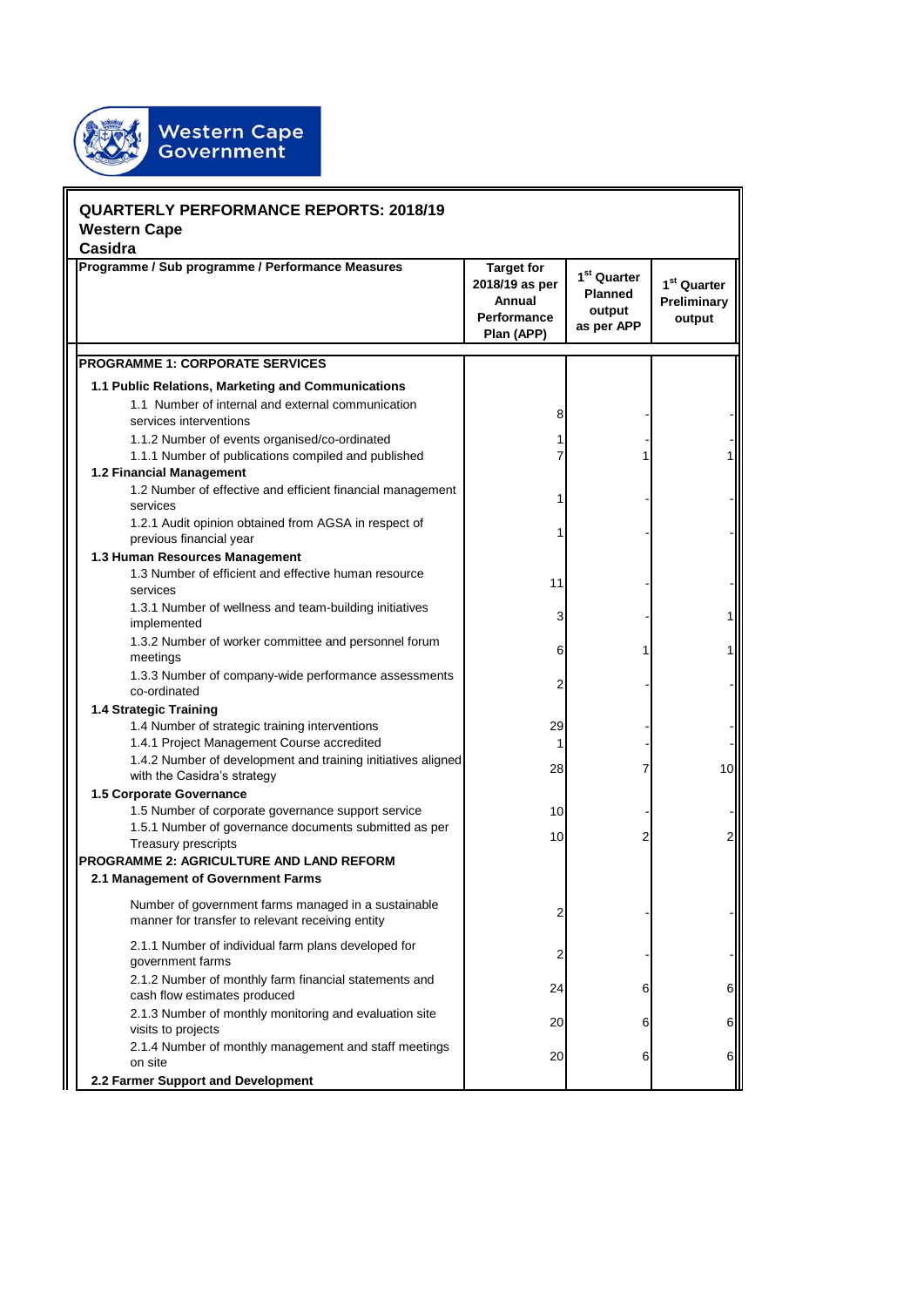Western Cape Government

## QUARTERLY PERFORMANCE REPORTS: 2018/19
**Western Cape**
**Casidra**

| Programme / Sub programme / Performance Measures | Target for 2018/19 as per Annual Performance Plan (APP) | 1st Quarter Planned output as per APP | 1st Quarter Preliminary output |
|---|---|---|---|
| **PROGRAMME 1: CORPORATE SERVICES** | | | |
| **1.1 Public Relations, Marketing and Communications** | | | |
| 1.1 Number of internal and external communication services interventions | 8 | - | - |
| 1.1.2 Number of events organised/co-ordinated | 1 | - | - |
| 1.1.1 Number of publications compiled and published | 7 | 1 | 1 |
| **1.2 Financial Management** | | | |
| 1.2 Number of effective and efficient financial management services | 1 | - | - |
| 1.2.1 Audit opinion obtained from AGSA in respect of previous financial year | 1 | - | - |
| **1.3 Human Resources Management** | | | |
| 1.3 Number of efficient and effective human resource services | 11 | - | - |
| 1.3.1 Number of wellness and team-building initiatives implemented | 3 | - | 1 |
| 1.3.2 Number of worker committee and personnel forum meetings | 6 | 1 | 1 |
| 1.3.3 Number of company-wide performance assessments co-ordinated | 2 | - | - |
| **1.4 Strategic Training** | | | |
| 1.4 Number of strategic training interventions | 29 | - | - |
| 1.4.1 Project Management Course accredited | 1 | - | - |
| 1.4.2 Number of development and training initiatives aligned with the Casidra's strategy | 28 | 7 | 10 |
| **1.5 Corporate Governance** | | | |
| 1.5 Number of corporate governance support service | 10 | - | - |
| 1.5.1 Number of governance documents submitted as per Treasury prescripts | 10 | 2 | 2 |
| **PROGRAMME 2: AGRICULTURE AND LAND REFORM** | | | |
| **2.1 Management of Government Farms** | | | |
| Number of government farms managed in a sustainable manner for transfer to relevant receiving entity | 2 | - | - |
| 2.1.1 Number of individual farm plans developed for government farms | 2 | - | - |
| 2.1.2 Number of monthly farm financial statements and cash flow estimates produced | 24 | 6 | 6 |
| 2.1.3 Number of monthly monitoring and evaluation site visits to projects | 20 | 6 | 6 |
| 2.1.4 Number of monthly management and staff meetings on site | 20 | 6 | 6 |
| **2.2 Farmer Support and Development** | | | |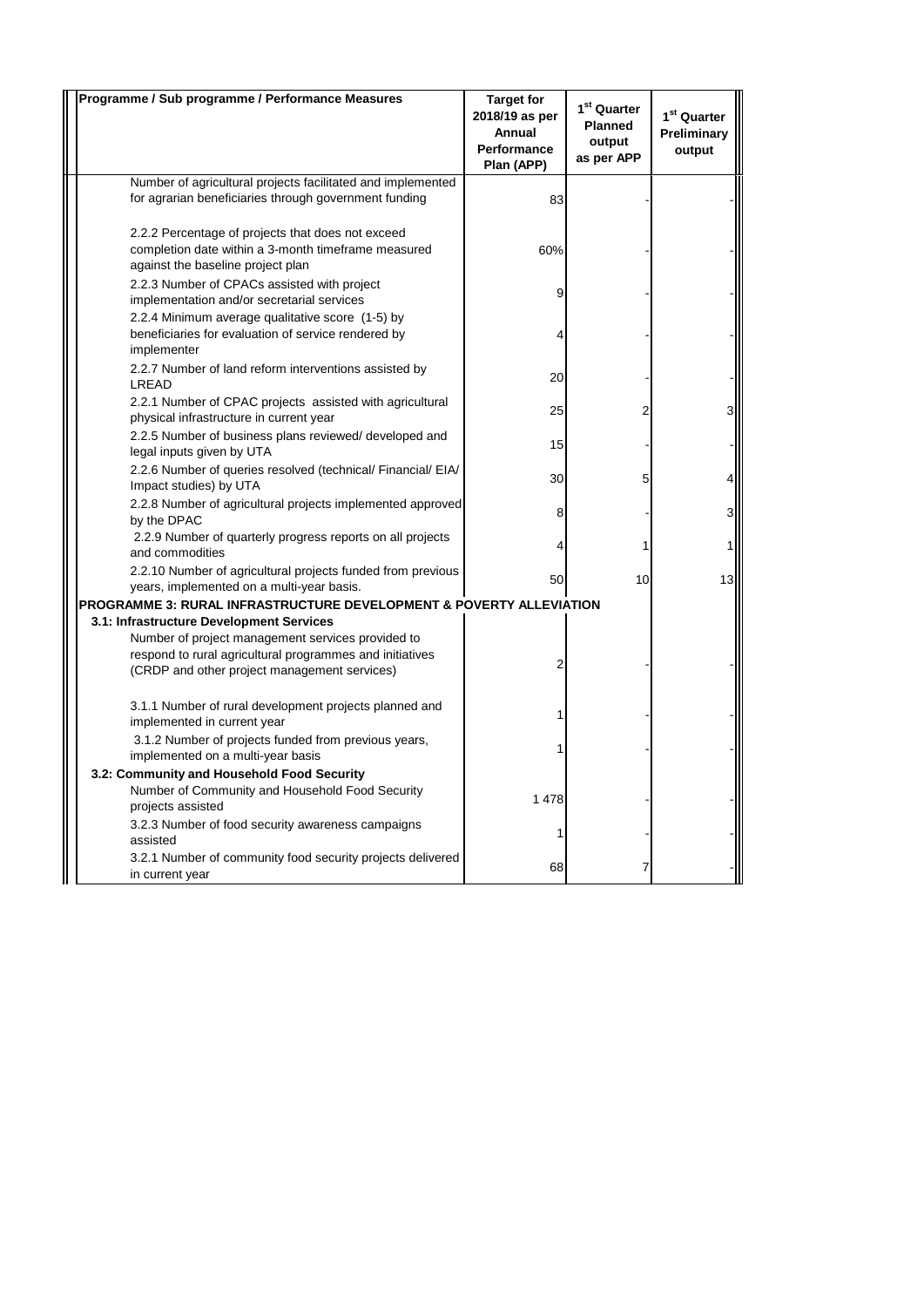| Programme / Sub programme / Performance Measures | Target for 2018/19 as per Annual Performance Plan (APP) | 1st Quarter Planned output as per APP | 1st Quarter Preliminary output |
|---|---|---|---|
| Number of agricultural projects facilitated and implemented for agrarian beneficiaries through government funding | 83 | - | - |
| 2.2.2 Percentage of projects that does not exceed completion date within a 3-month timeframe measured against the baseline project plan | 60% | - | - |
| 2.2.3 Number of CPACs assisted with project implementation and/or secretarial services | 9 | - | - |
| 2.2.4 Minimum average qualitative score (1-5) by beneficiaries for evaluation of service rendered by implementer | 4 | - | - |
| 2.2.7 Number of land reform interventions assisted by LREAD | 20 | - | - |
| 2.2.1 Number of CPAC projects assisted with agricultural physical infrastructure in current year | 25 | 2 | 3 |
| 2.2.5 Number of business plans reviewed/ developed and legal inputs given by UTA | 15 | - | - |
| 2.2.6 Number of queries resolved (technical/ Financial/ EIA/ Impact studies) by UTA | 30 | 5 | 4 |
| 2.2.8 Number of agricultural projects implemented approved by the DPAC | 8 | - | 3 |
| 2.2.9 Number of quarterly progress reports on all projects and commodities | 4 | 1 | 1 |
| 2.2.10 Number of agricultural projects funded from previous years, implemented on a multi-year basis. | 50 | 10 | 13 |
| **PROGRAMME 3: RURAL INFRASTRUCTURE DEVELOPMENT & POVERTY ALLEVIATION** | | | |
| **3.1: Infrastructure Development Services** | | | |
| Number of project management services provided to respond to rural agricultural programmes and initiatives (CRDP and other project management services) | 2 | - | - |
| 3.1.1 Number of rural development projects planned and implemented in current year | 1 | - | - |
| 3.1.2 Number of projects funded from previous years, implemented on a multi-year basis | 1 | - | - |
| **3.2: Community and Household Food Security** | | | |
| Number of Community and Household Food Security projects assisted | 1 478 | - | - |
| 3.2.3 Number of food security awareness campaigns assisted | 1 | - | - |
| 3.2.1 Number of community food security projects delivered in current year | 68 | 7 | - |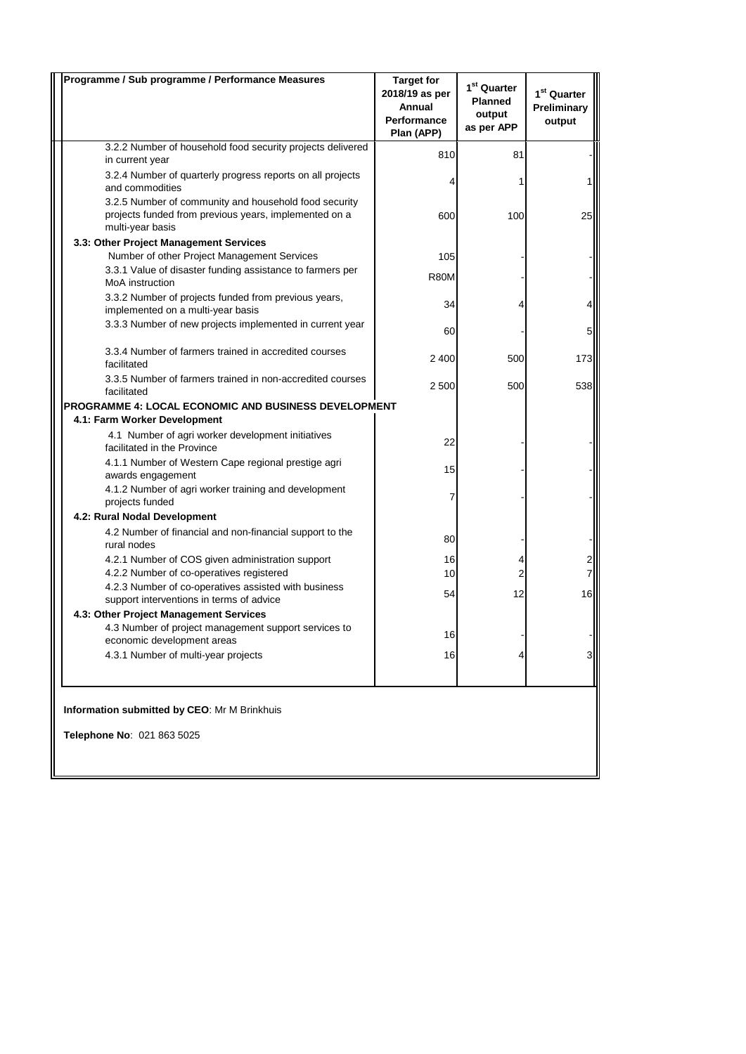| Programme / Sub programme / Performance Measures | Target for 2018/19 as per Annual Performance Plan (APP) | 1st Quarter Planned output as per APP | 1st Quarter Preliminary output |
|---|---|---|---|
| 3.2.2 Number of household food security projects delivered in current year | 810 | 81 | - |
| 3.2.4 Number of quarterly progress reports on all projects and commodities | 4 | 1 | 1 |
| 3.2.5 Number of community and household food security projects funded from previous years, implemented on a multi-year basis | 600 | 100 | 25 |
| **3.3: Other Project Management Services** | | | |
| Number of other Project Management Services | 105 | - | - |
| 3.3.1 Value of disaster funding assistance to farmers per MoA instruction | R80M | - | - |
| 3.3.2 Number of projects funded from previous years, implemented on a multi-year basis | 34 | 4 | 4 |
| 3.3.3 Number of new projects implemented in current year | 60 | - | 5 |
| 3.3.4 Number of farmers trained in accredited courses facilitated | 2 400 | 500 | 173 |
| 3.3.5 Number of farmers trained in non-accredited courses facilitated | 2 500 | 500 | 538 |
| **PROGRAMME 4: LOCAL ECONOMIC AND BUSINESS DEVELOPMENT** | | | |
| **4.1: Farm Worker Development** | | | |
| 4.1 Number of agri worker development initiatives facilitated in the Province | 22 | - | - |
| 4.1.1 Number of Western Cape regional prestige agri awards engagement | 15 | - | - |
| 4.1.2 Number of agri worker training and development projects funded | 7 | - | - |
| **4.2: Rural Nodal Development** | | | |
| 4.2 Number of financial and non-financial support to the rural nodes | 80 | - | - |
| 4.2.1 Number of COS given administration support | 16 | 4 | 2 |
| 4.2.2 Number of co-operatives registered | 10 | 2 | 7 |
| 4.2.3 Number of co-operatives assisted with business support interventions in terms of advice | 54 | 12 | 16 |
| **4.3: Other Project Management Services** | | | |
| 4.3 Number of project management support services to economic development areas | 16 | - | - |
| 4.3.1 Number of multi-year projects | 16 | 4 | 3 |

**Information submitted by CEO**: Mr M Brinkhuis

**Telephone No**: 021 863 5025